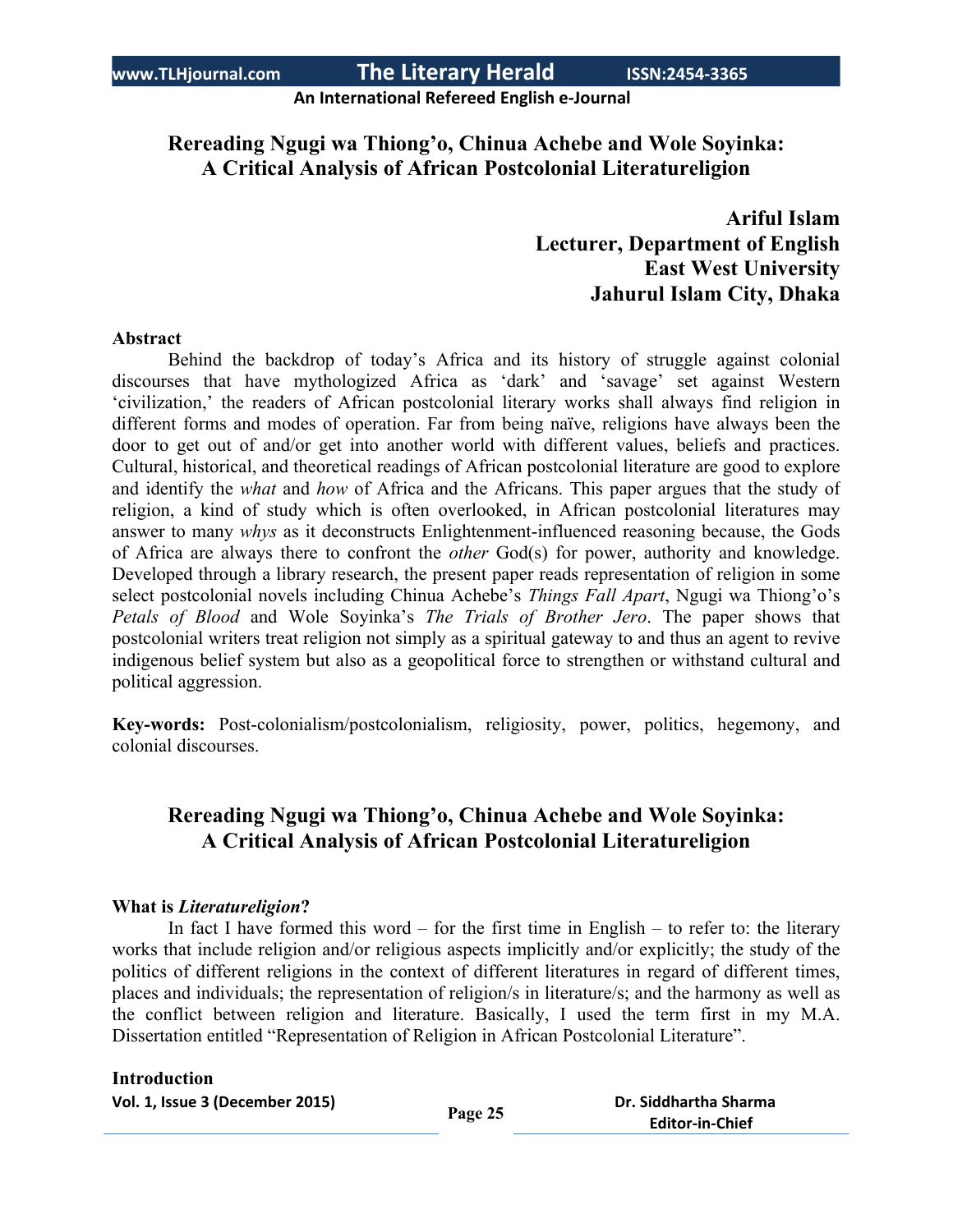# Rereading Ngugi wa Thiong'o, Chinua Achebe and Wole Soyinka: A Critical Analysis of African Postcolonial Literatureligion

**Ariful Islam**
**Lecturer, Department of English**
**East West University**
**Jahurul Islam City, Dhaka**

## Abstract

Behind the backdrop of today's Africa and its history of struggle against colonial discourses that have mythologized Africa as 'dark' and 'savage' set against Western 'civilization,' the readers of African postcolonial literary works shall always find religion in different forms and modes of operation. Far from being naïve, religions have always been the door to get out of and/or get into another world with different values, beliefs and practices. Cultural, historical, and theoretical readings of African postcolonial literature are good to explore and identify the *what* and *how* of Africa and the Africans. This paper argues that the study of religion, a kind of study which is often overlooked, in African postcolonial literatures may answer to many *whys* as it deconstructs Enlightenment-influenced reasoning because, the Gods of Africa are always there to confront the *other* God(s) for power, authority and knowledge. Developed through a library research, the present paper reads representation of religion in some select postcolonial novels including Chinua Achebe's *Things Fall Apart*, Ngugi wa Thiong'o's *Petals of Blood* and Wole Soyinka's *The Trials of Brother Jero*. The paper shows that postcolonial writers treat religion not simply as a spiritual gateway to and thus an agent to revive indigenous belief system but also as a geopolitical force to strengthen or withstand cultural and political aggression.

**Key-words:** Post-colonialism/postcolonialism, religiosity, power, politics, hegemony, and colonial discourses.

# Rereading Ngugi wa Thiong'o, Chinua Achebe and Wole Soyinka: A Critical Analysis of African Postcolonial Literatureligion

### What is *Literatureligion*?

In fact I have formed this word – for the first time in English – to refer to: the literary works that include religion and/or religious aspects implicitly and/or explicitly; the study of the politics of different religions in the context of different literatures in regard of different times, places and individuals; the representation of religion/s in literature/s; and the harmony as well as the conflict between religion and literature. Basically, I used the term first in my M.A. Dissertation entitled "Representation of Religion in African Postcolonial Literature".

### Introduction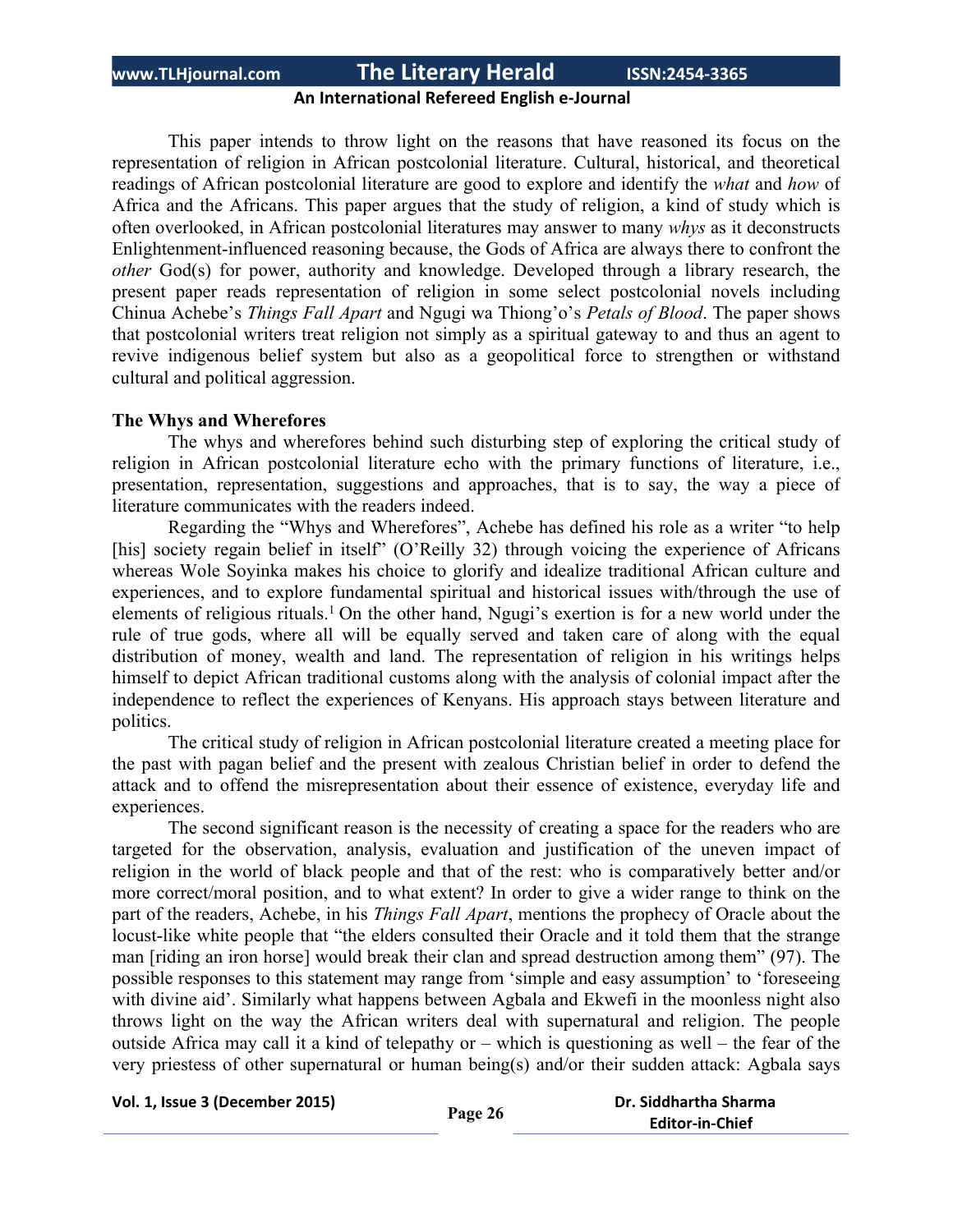This paper intends to throw light on the reasons that have reasoned its focus on the representation of religion in African postcolonial literature. Cultural, historical, and theoretical readings of African postcolonial literature are good to explore and identify the *what* and *how* of Africa and the Africans. This paper argues that the study of religion, a kind of study which is often overlooked, in African postcolonial literatures may answer to many *whys* as it deconstructs Enlightenment-influenced reasoning because, the Gods of Africa are always there to confront the *other* God(s) for power, authority and knowledge. Developed through a library research, the present paper reads representation of religion in some select postcolonial novels including Chinua Achebe's *Things Fall Apart* and Ngugi wa Thiong'o's *Petals of Blood*. The paper shows that postcolonial writers treat religion not simply as a spiritual gateway to and thus an agent to revive indigenous belief system but also as a geopolitical force to strengthen or withstand cultural and political aggression.

**The Whys and Wherefores**

The whys and wherefores behind such disturbing step of exploring the critical study of religion in African postcolonial literature echo with the primary functions of literature, i.e., presentation, representation, suggestions and approaches, that is to say, the way a piece of literature communicates with the readers indeed.

Regarding the "Whys and Wherefores", Achebe has defined his role as a writer "to help [his] society regain belief in itself" (O'Reilly 32) through voicing the experience of Africans whereas Wole Soyinka makes his choice to glorify and idealize traditional African culture and experiences, and to explore fundamental spiritual and historical issues with/through the use of elements of religious rituals.[1] On the other hand, Ngugi's exertion is for a new world under the rule of true gods, where all will be equally served and taken care of along with the equal distribution of money, wealth and land. The representation of religion in his writings helps himself to depict African traditional customs along with the analysis of colonial impact after the independence to reflect the experiences of Kenyans. His approach stays between literature and politics.

The critical study of religion in African postcolonial literature created a meeting place for the past with pagan belief and the present with zealous Christian belief in order to defend the attack and to offend the misrepresentation about their essence of existence, everyday life and experiences.

The second significant reason is the necessity of creating a space for the readers who are targeted for the observation, analysis, evaluation and justification of the uneven impact of religion in the world of black people and that of the rest: who is comparatively better and/or more correct/moral position, and to what extent? In order to give a wider range to think on the part of the readers, Achebe, in his *Things Fall Apart*, mentions the prophecy of Oracle about the locust-like white people that "the elders consulted their Oracle and it told them that the strange man [riding an iron horse] would break their clan and spread destruction among them" (97). The possible responses to this statement may range from 'simple and easy assumption' to 'foreseeing with divine aid'. Similarly what happens between Agbala and Ekwefi in the moonless night also throws light on the way the African writers deal with supernatural and religion. The people outside Africa may call it a kind of telepathy or – which is questioning as well – the fear of the very priestess of other supernatural or human being(s) and/or their sudden attack: Agbala says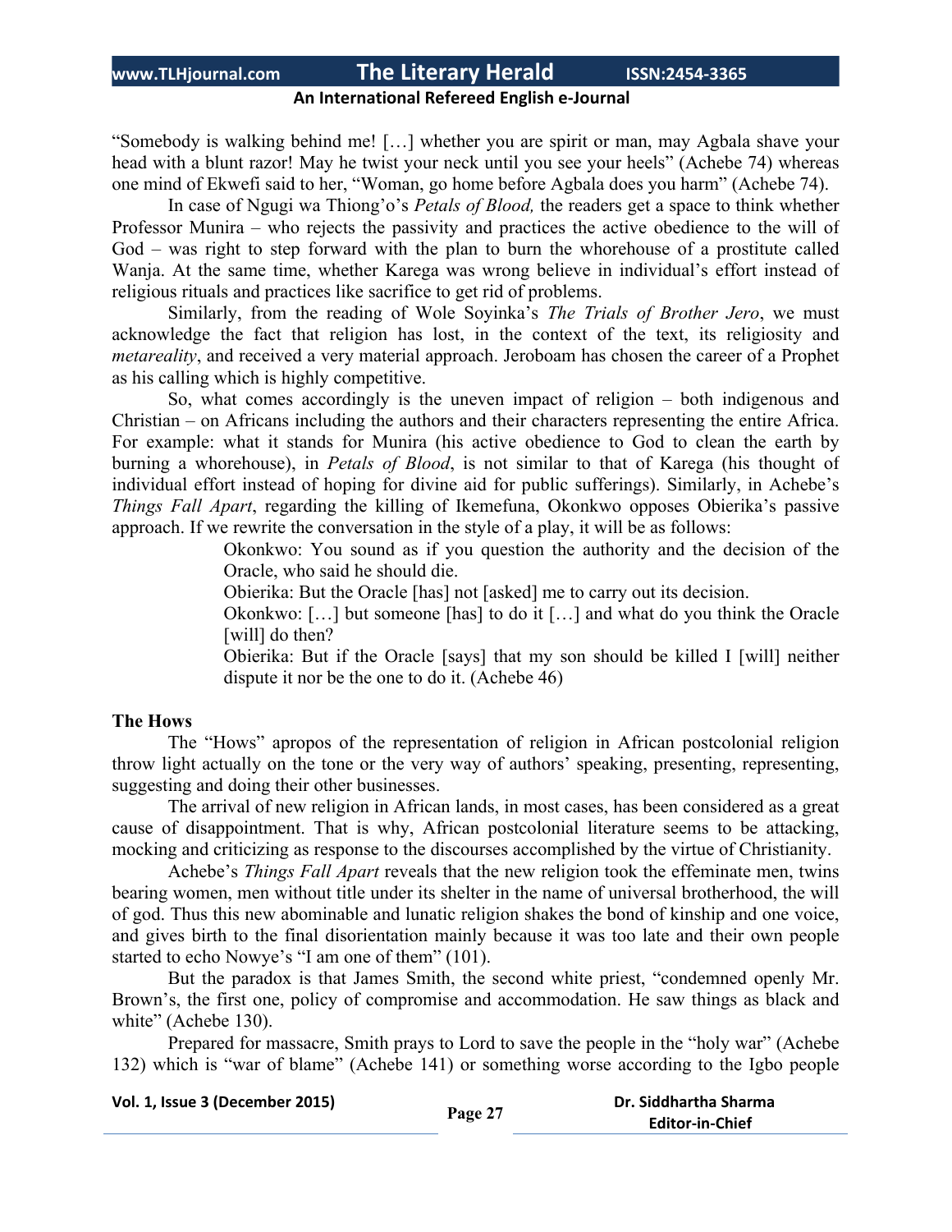"Somebody is walking behind me! […] whether you are spirit or man, may Agbala shave your head with a blunt razor! May he twist your neck until you see your heels" (Achebe 74) whereas one mind of Ekwefi said to her, "Woman, go home before Agbala does you harm" (Achebe 74).

In case of Ngugi wa Thiong'o's *Petals of Blood,* the readers get a space to think whether Professor Munira – who rejects the passivity and practices the active obedience to the will of God – was right to step forward with the plan to burn the whorehouse of a prostitute called Wanja. At the same time, whether Karega was wrong believe in individual's effort instead of religious rituals and practices like sacrifice to get rid of problems.

Similarly, from the reading of Wole Soyinka's *The Trials of Brother Jero*, we must acknowledge the fact that religion has lost, in the context of the text, its religiosity and *metareality*, and received a very material approach. Jeroboam has chosen the career of a Prophet as his calling which is highly competitive.

So, what comes accordingly is the uneven impact of religion – both indigenous and Christian – on Africans including the authors and their characters representing the entire Africa. For example: what it stands for Munira (his active obedience to God to clean the earth by burning a whorehouse), in *Petals of Blood*, is not similar to that of Karega (his thought of individual effort instead of hoping for divine aid for public sufferings). Similarly, in Achebe's *Things Fall Apart*, regarding the killing of Ikemefuna, Okonkwo opposes Obierika's passive approach. If we rewrite the conversation in the style of a play, it will be as follows:

> Okonkwo: You sound as if you question the authority and the decision of the Oracle, who said he should die.
>
> Obierika: But the Oracle [has] not [asked] me to carry out its decision.
>
> Okonkwo: […] but someone [has] to do it […] and what do you think the Oracle [will] do then?
>
> Obierika: But if the Oracle [says] that my son should be killed I [will] neither dispute it nor be the one to do it. (Achebe 46)

**The Hows**

The "Hows" apropos of the representation of religion in African postcolonial religion throw light actually on the tone or the very way of authors' speaking, presenting, representing, suggesting and doing their other businesses.

The arrival of new religion in African lands, in most cases, has been considered as a great cause of disappointment. That is why, African postcolonial literature seems to be attacking, mocking and criticizing as response to the discourses accomplished by the virtue of Christianity.

Achebe's *Things Fall Apart* reveals that the new religion took the effeminate men, twins bearing women, men without title under its shelter in the name of universal brotherhood, the will of god. Thus this new abominable and lunatic religion shakes the bond of kinship and one voice, and gives birth to the final disorientation mainly because it was too late and their own people started to echo Nowye's "I am one of them" (101).

But the paradox is that James Smith, the second white priest, "condemned openly Mr. Brown's, the first one, policy of compromise and accommodation. He saw things as black and white" (Achebe 130).

Prepared for massacre, Smith prays to Lord to save the people in the "holy war" (Achebe 132) which is "war of blame" (Achebe 141) or something worse according to the Igbo people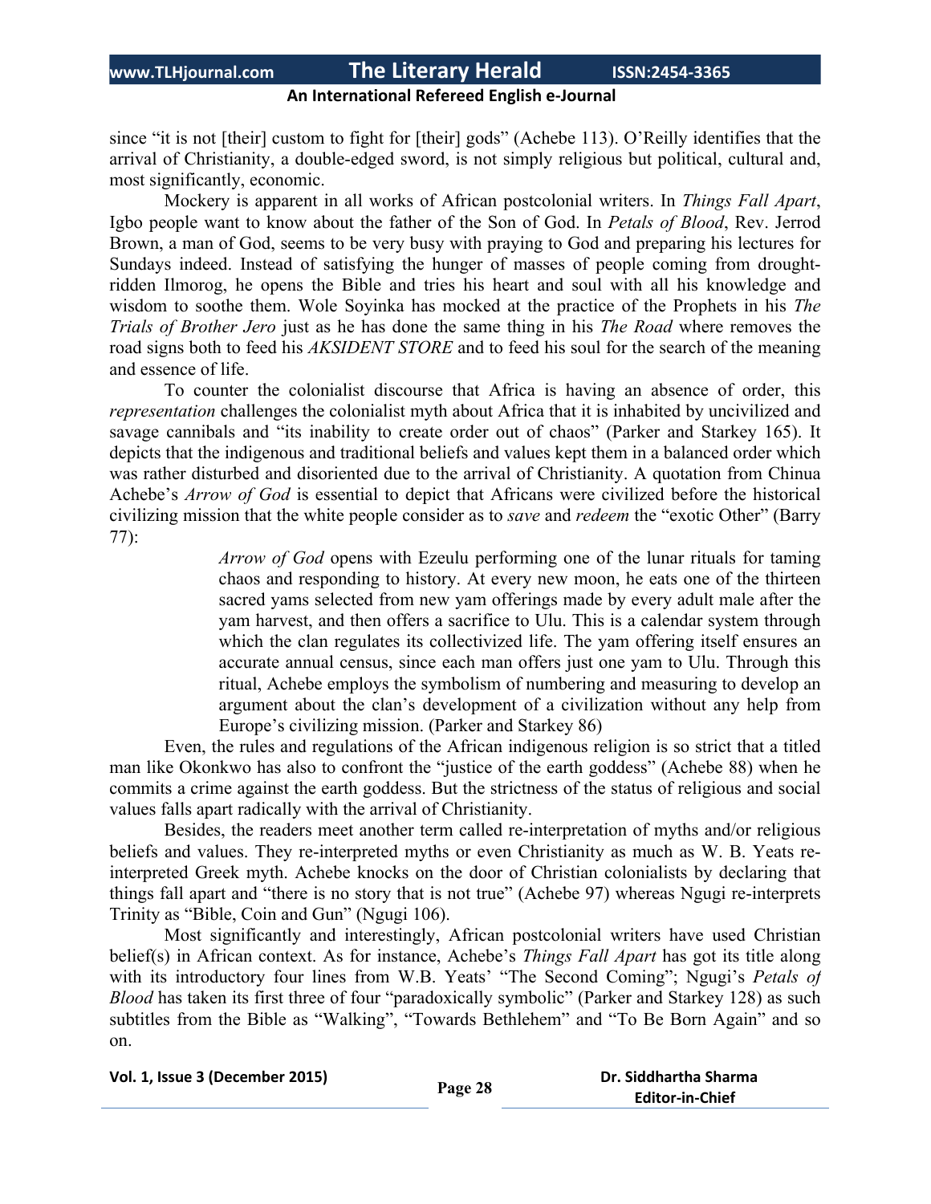since "it is not [their] custom to fight for [their] gods" (Achebe 113). O'Reilly identifies that the arrival of Christianity, a double-edged sword, is not simply religious but political, cultural and, most significantly, economic.

Mockery is apparent in all works of African postcolonial writers. In *Things Fall Apart*, Igbo people want to know about the father of the Son of God. In *Petals of Blood*, Rev. Jerrod Brown, a man of God, seems to be very busy with praying to God and preparing his lectures for Sundays indeed. Instead of satisfying the hunger of masses of people coming from drought-ridden Ilmorog, he opens the Bible and tries his heart and soul with all his knowledge and wisdom to soothe them. Wole Soyinka has mocked at the practice of the Prophets in his *The Trials of Brother Jero* just as he has done the same thing in his *The Road* where removes the road signs both to feed his *AKSIDENT STORE* and to feed his soul for the search of the meaning and essence of life.

To counter the colonialist discourse that Africa is having an absence of order, this *representation* challenges the colonialist myth about Africa that it is inhabited by uncivilized and savage cannibals and "its inability to create order out of chaos" (Parker and Starkey 165). It depicts that the indigenous and traditional beliefs and values kept them in a balanced order which was rather disturbed and disoriented due to the arrival of Christianity. A quotation from Chinua Achebe's *Arrow of God* is essential to depict that Africans were civilized before the historical civilizing mission that the white people consider as to *save* and *redeem* the "exotic Other" (Barry 77):

> *Arrow of God* opens with Ezeulu performing one of the lunar rituals for taming chaos and responding to history. At every new moon, he eats one of the thirteen sacred yams selected from new yam offerings made by every adult male after the yam harvest, and then offers a sacrifice to Ulu. This is a calendar system through which the clan regulates its collectivized life. The yam offering itself ensures an accurate annual census, since each man offers just one yam to Ulu. Through this ritual, Achebe employs the symbolism of numbering and measuring to develop an argument about the clan's development of a civilization without any help from Europe's civilizing mission. (Parker and Starkey 86)

Even, the rules and regulations of the African indigenous religion is so strict that a titled man like Okonkwo has also to confront the "justice of the earth goddess" (Achebe 88) when he commits a crime against the earth goddess. But the strictness of the status of religious and social values falls apart radically with the arrival of Christianity.

Besides, the readers meet another term called re-interpretation of myths and/or religious beliefs and values. They re-interpreted myths or even Christianity as much as W. B. Yeats re-interpreted Greek myth. Achebe knocks on the door of Christian colonialists by declaring that things fall apart and "there is no story that is not true" (Achebe 97) whereas Ngugi re-interprets Trinity as "Bible, Coin and Gun" (Ngugi 106).

Most significantly and interestingly, African postcolonial writers have used Christian belief(s) in African context. As for instance, Achebe's *Things Fall Apart* has got its title along with its introductory four lines from W.B. Yeats' "The Second Coming"; Ngugi's *Petals of Blood* has taken its first three of four "paradoxically symbolic" (Parker and Starkey 128) as such subtitles from the Bible as "Walking", "Towards Bethlehem" and "To Be Born Again" and so on.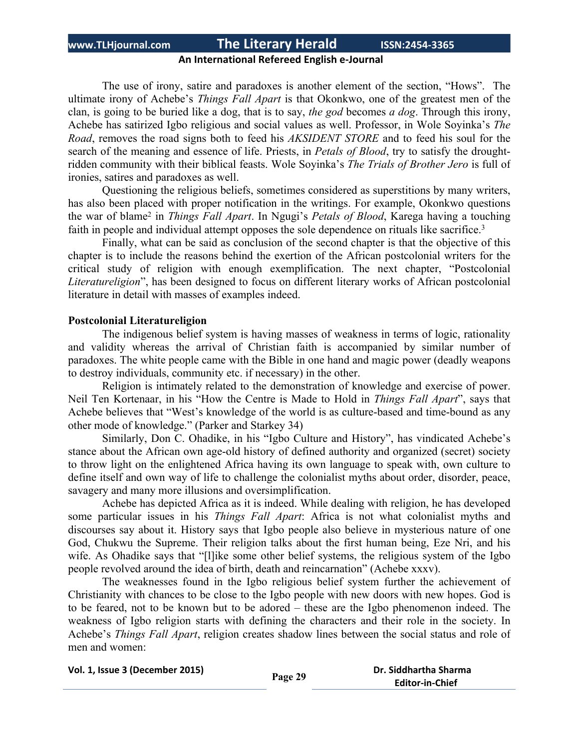The use of irony, satire and paradoxes is another element of the section, "Hows". The ultimate irony of Achebe's *Things Fall Apart* is that Okonkwo, one of the greatest men of the clan, is going to be buried like a dog, that is to say, *the god* becomes *a dog*. Through this irony, Achebe has satirized Igbo religious and social values as well. Professor, in Wole Soyinka's *The Road*, removes the road signs both to feed his *AKSIDENT STORE* and to feed his soul for the search of the meaning and essence of life. Priests, in *Petals of Blood*, try to satisfy the drought-ridden community with their biblical feasts. Wole Soyinka's *The Trials of Brother Jero* is full of ironies, satires and paradoxes as well.

Questioning the religious beliefs, sometimes considered as superstitions by many writers, has also been placed with proper notification in the writings. For example, Okonkwo questions the war of blame[2] in *Things Fall Apart*. In Ngugi's *Petals of Blood*, Karega having a touching faith in people and individual attempt opposes the sole dependence on rituals like sacrifice.[3]

Finally, what can be said as conclusion of the second chapter is that the objective of this chapter is to include the reasons behind the exertion of the African postcolonial writers for the critical study of religion with enough exemplification. The next chapter, "Postcolonial *Literatureligion*", has been designed to focus on different literary works of African postcolonial literature in detail with masses of examples indeed.

**Postcolonial Literatureligion**

The indigenous belief system is having masses of weakness in terms of logic, rationality and validity whereas the arrival of Christian faith is accompanied by similar number of paradoxes. The white people came with the Bible in one hand and magic power (deadly weapons to destroy individuals, community etc. if necessary) in the other.

Religion is intimately related to the demonstration of knowledge and exercise of power. Neil Ten Kortenaar, in his "How the Centre is Made to Hold in *Things Fall Apart*", says that Achebe believes that "West's knowledge of the world is as culture-based and time-bound as any other mode of knowledge." (Parker and Starkey 34)

Similarly, Don C. Ohadike, in his "Igbo Culture and History", has vindicated Achebe's stance about the African own age-old history of defined authority and organized (secret) society to throw light on the enlightened Africa having its own language to speak with, own culture to define itself and own way of life to challenge the colonialist myths about order, disorder, peace, savagery and many more illusions and oversimplification.

Achebe has depicted Africa as it is indeed. While dealing with religion, he has developed some particular issues in his *Things Fall Apart*: Africa is not what colonialist myths and discourses say about it. History says that Igbo people also believe in mysterious nature of one God, Chukwu the Supreme. Their religion talks about the first human being, Eze Nri, and his wife. As Ohadike says that "[l]ike some other belief systems, the religious system of the Igbo people revolved around the idea of birth, death and reincarnation" (Achebe xxxv).

The weaknesses found in the Igbo religious belief system further the achievement of Christianity with chances to be close to the Igbo people with new doors with new hopes. God is to be feared, not to be known but to be adored – these are the Igbo phenomenon indeed. The weakness of Igbo religion starts with defining the characters and their role in the society. In Achebe's *Things Fall Apart*, religion creates shadow lines between the social status and role of men and women: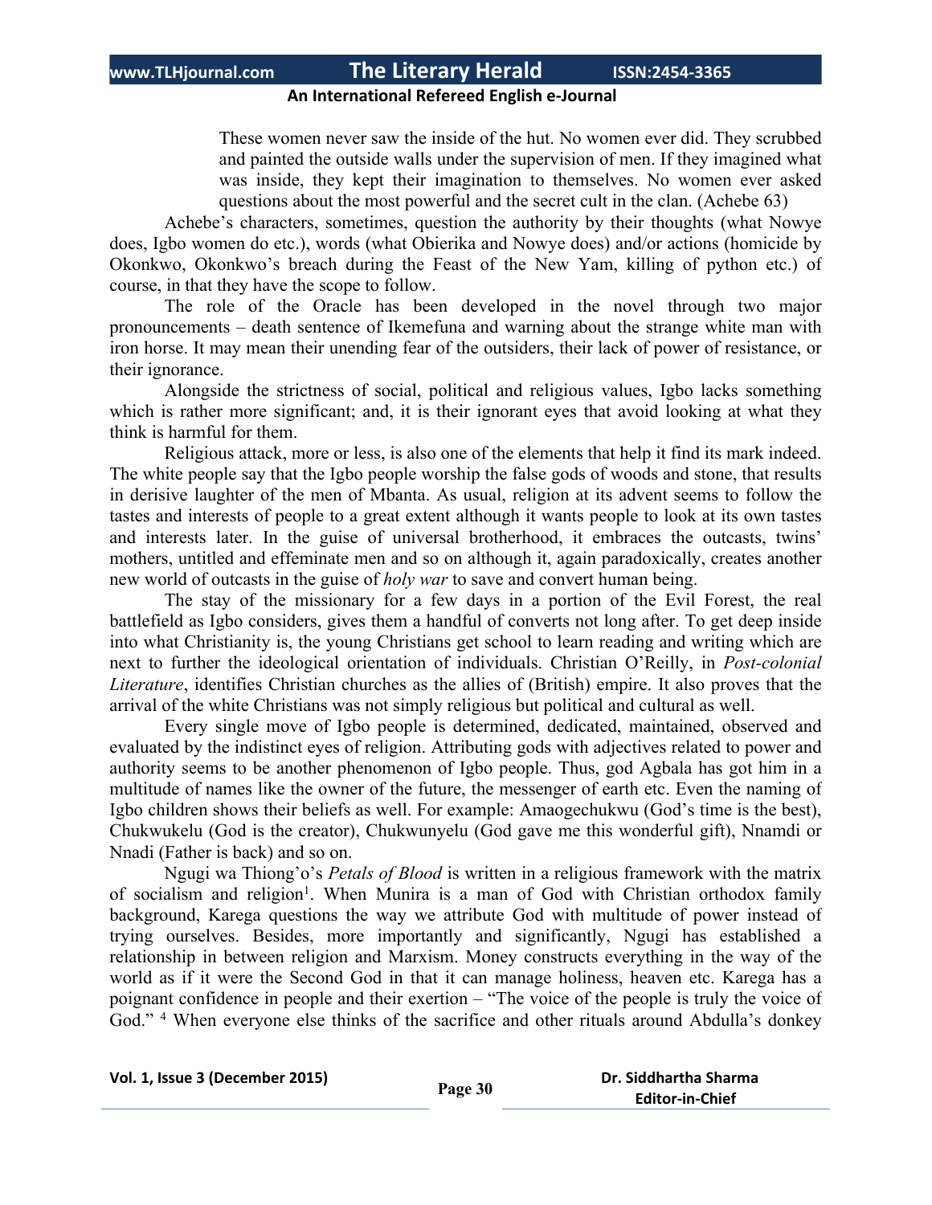> These women never saw the inside of the hut. No women ever did. They scrubbed and painted the outside walls under the supervision of men. If they imagined what was inside, they kept their imagination to themselves. No women ever asked questions about the most powerful and the secret cult in the clan. (Achebe 63)

Achebe's characters, sometimes, question the authority by their thoughts (what Nowye does, Igbo women do etc.), words (what Obierika and Nowye does) and/or actions (homicide by Okonkwo, Okonkwo's breach during the Feast of the New Yam, killing of python etc.) of course, in that they have the scope to follow.

The role of the Oracle has been developed in the novel through two major pronouncements – death sentence of Ikemefuna and warning about the strange white man with iron horse. It may mean their unending fear of the outsiders, their lack of power of resistance, or their ignorance.

Alongside the strictness of social, political and religious values, Igbo lacks something which is rather more significant; and, it is their ignorant eyes that avoid looking at what they think is harmful for them.

Religious attack, more or less, is also one of the elements that help it find its mark indeed. The white people say that the Igbo people worship the false gods of woods and stone, that results in derisive laughter of the men of Mbanta. As usual, religion at its advent seems to follow the tastes and interests of people to a great extent although it wants people to look at its own tastes and interests later. In the guise of universal brotherhood, it embraces the outcasts, twins' mothers, untitled and effeminate men and so on although it, again paradoxically, creates another new world of outcasts in the guise of *holy war* to save and convert human being.

The stay of the missionary for a few days in a portion of the Evil Forest, the real battlefield as Igbo considers, gives them a handful of converts not long after. To get deep inside into what Christianity is, the young Christians get school to learn reading and writing which are next to further the ideological orientation of individuals. Christian O'Reilly, in *Post-colonial Literature*, identifies Christian churches as the allies of (British) empire. It also proves that the arrival of the white Christians was not simply religious but political and cultural as well.

Every single move of Igbo people is determined, dedicated, maintained, observed and evaluated by the indistinct eyes of religion. Attributing gods with adjectives related to power and authority seems to be another phenomenon of Igbo people. Thus, god Agbala has got him in a multitude of names like the owner of the future, the messenger of earth etc. Even the naming of Igbo children shows their beliefs as well. For example: Amaogechukwu (God's time is the best), Chukwukelu (God is the creator), Chukwunyelu (God gave me this wonderful gift), Nnamdi or Nnadi (Father is back) and so on.

Ngugi wa Thiong'o's *Petals of Blood* is written in a religious framework with the matrix of socialism and religion[1]. When Munira is a man of God with Christian orthodox family background, Karega questions the way we attribute God with multitude of power instead of trying ourselves. Besides, more importantly and significantly, Ngugi has established a relationship in between religion and Marxism. Money constructs everything in the way of the world as if it were the Second God in that it can manage holiness, heaven etc. Karega has a poignant confidence in people and their exertion – "The voice of the people is truly the voice of God." [4] When everyone else thinks of the sacrifice and other rituals around Abdulla's donkey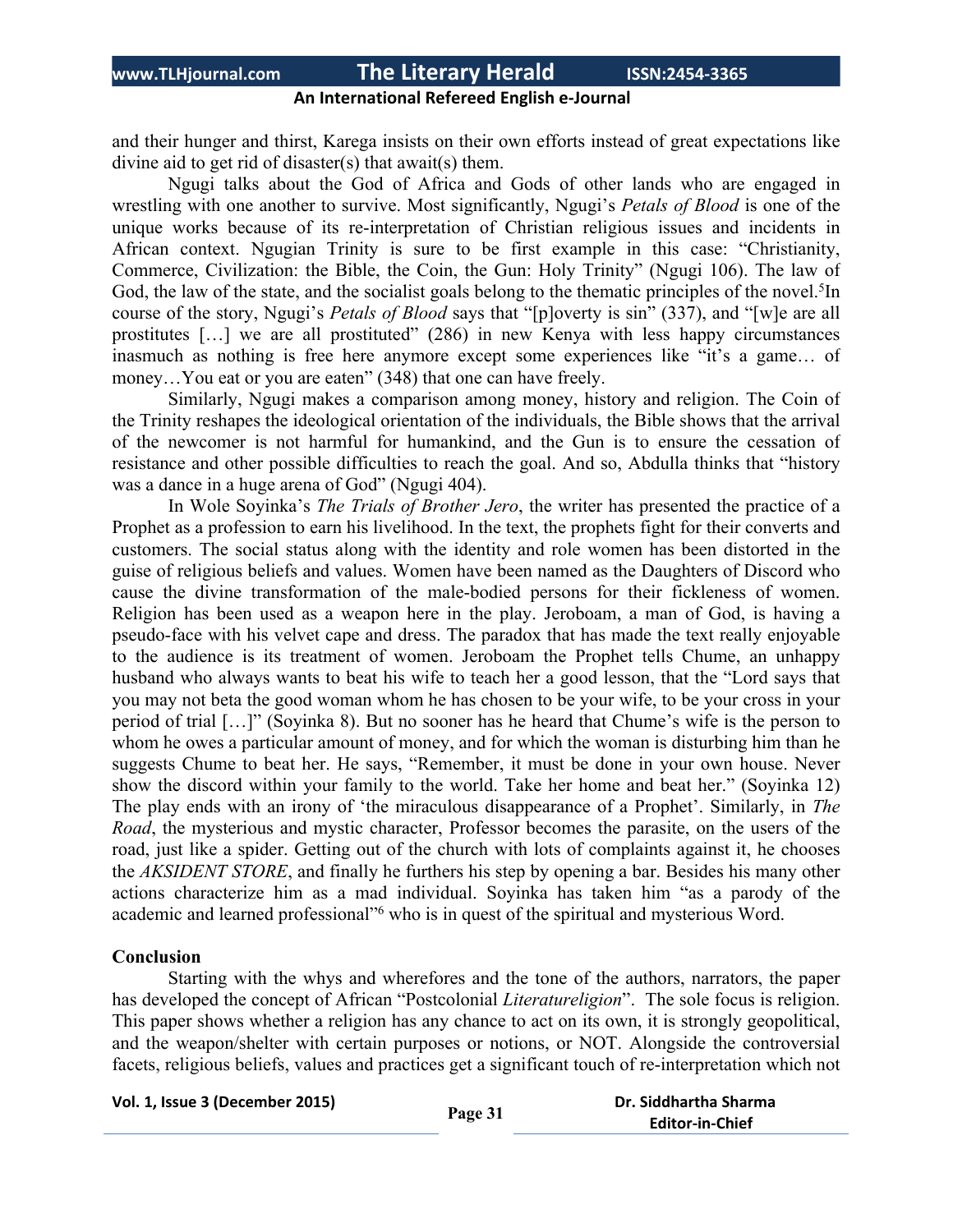and their hunger and thirst, Karega insists on their own efforts instead of great expectations like divine aid to get rid of disaster(s) that await(s) them.

Ngugi talks about the God of Africa and Gods of other lands who are engaged in wrestling with one another to survive. Most significantly, Ngugi's *Petals of Blood* is one of the unique works because of its re-interpretation of Christian religious issues and incidents in African context. Ngugian Trinity is sure to be first example in this case: "Christianity, Commerce, Civilization: the Bible, the Coin, the Gun: Holy Trinity" (Ngugi 106). The law of God, the law of the state, and the socialist goals belong to the thematic principles of the novel.[5]In course of the story, Ngugi's *Petals of Blood* says that "[p]overty is sin" (337), and "[w]e are all prostitutes […] we are all prostituted" (286) in new Kenya with less happy circumstances inasmuch as nothing is free here anymore except some experiences like "it's a game… of money…You eat or you are eaten" (348) that one can have freely.

Similarly, Ngugi makes a comparison among money, history and religion. The Coin of the Trinity reshapes the ideological orientation of the individuals, the Bible shows that the arrival of the newcomer is not harmful for humankind, and the Gun is to ensure the cessation of resistance and other possible difficulties to reach the goal. And so, Abdulla thinks that "history was a dance in a huge arena of God" (Ngugi 404).

In Wole Soyinka's *The Trials of Brother Jero*, the writer has presented the practice of a Prophet as a profession to earn his livelihood. In the text, the prophets fight for their converts and customers. The social status along with the identity and role women has been distorted in the guise of religious beliefs and values. Women have been named as the Daughters of Discord who cause the divine transformation of the male-bodied persons for their fickleness of women. Religion has been used as a weapon here in the play. Jeroboam, a man of God, is having a pseudo-face with his velvet cape and dress. The paradox that has made the text really enjoyable to the audience is its treatment of women. Jeroboam the Prophet tells Chume, an unhappy husband who always wants to beat his wife to teach her a good lesson, that the "Lord says that you may not beta the good woman whom he has chosen to be your wife, to be your cross in your period of trial […]" (Soyinka 8). But no sooner has he heard that Chume's wife is the person to whom he owes a particular amount of money, and for which the woman is disturbing him than he suggests Chume to beat her. He says, "Remember, it must be done in your own house. Never show the discord within your family to the world. Take her home and beat her." (Soyinka 12) The play ends with an irony of 'the miraculous disappearance of a Prophet'. Similarly, in *The Road*, the mysterious and mystic character, Professor becomes the parasite, on the users of the road, just like a spider. Getting out of the church with lots of complaints against it, he chooses the *AKSIDENT STORE*, and finally he furthers his step by opening a bar. Besides his many other actions characterize him as a mad individual. Soyinka has taken him "as a parody of the academic and learned professional"[6] who is in quest of the spiritual and mysterious Word.

**Conclusion**

Starting with the whys and wherefores and the tone of the authors, narrators, the paper has developed the concept of African "Postcolonial *Literatureligion*". The sole focus is religion. This paper shows whether a religion has any chance to act on its own, it is strongly geopolitical, and the weapon/shelter with certain purposes or notions, or NOT. Alongside the controversial facets, religious beliefs, values and practices get a significant touch of re-interpretation which not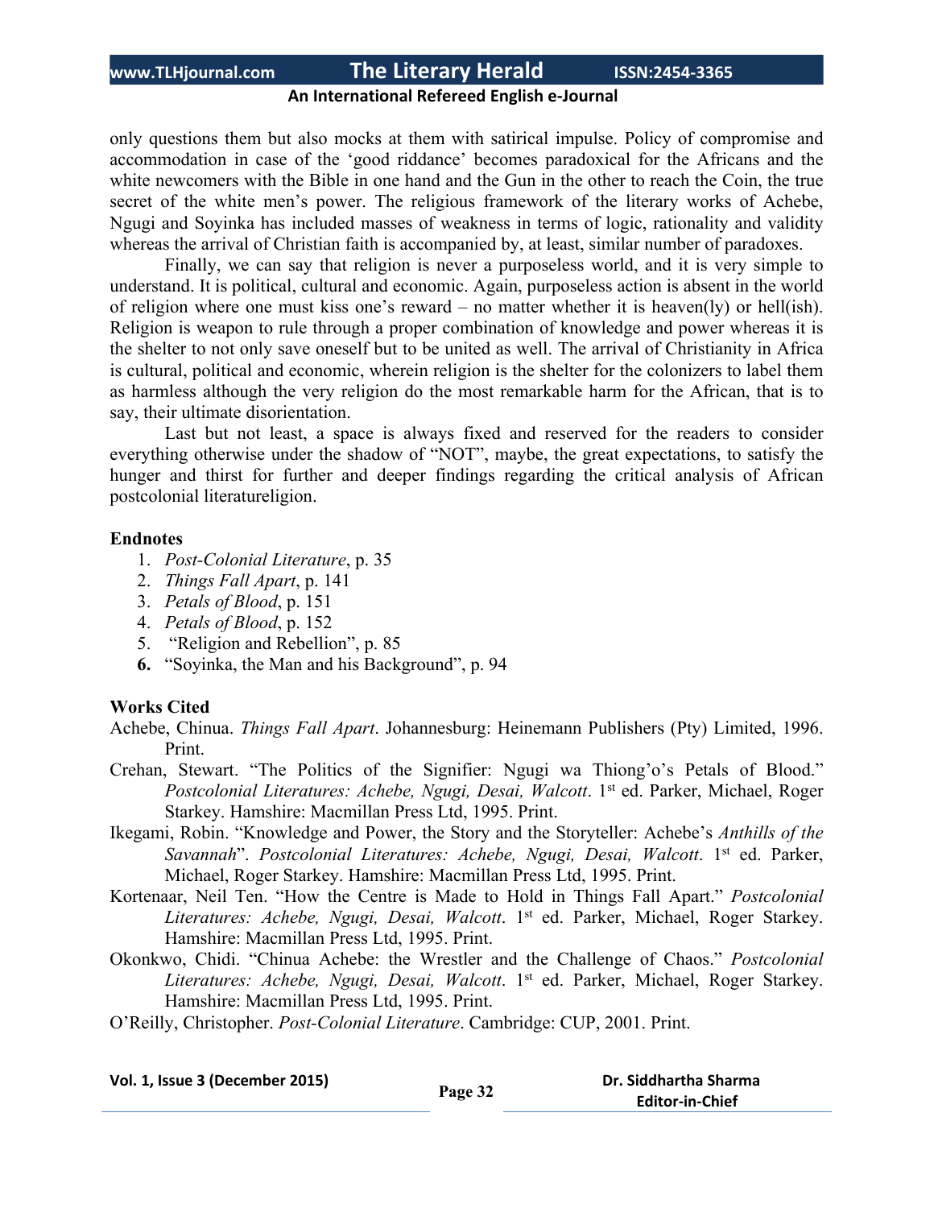only questions them but also mocks at them with satirical impulse. Policy of compromise and accommodation in case of the 'good riddance' becomes paradoxical for the Africans and the white newcomers with the Bible in one hand and the Gun in the other to reach the Coin, the true secret of the white men's power. The religious framework of the literary works of Achebe, Ngugi and Soyinka has included masses of weakness in terms of logic, rationality and validity whereas the arrival of Christian faith is accompanied by, at least, similar number of paradoxes.

Finally, we can say that religion is never a purposeless world, and it is very simple to understand. It is political, cultural and economic. Again, purposeless action is absent in the world of religion where one must kiss one's reward – no matter whether it is heaven(ly) or hell(ish). Religion is weapon to rule through a proper combination of knowledge and power whereas it is the shelter to not only save oneself but to be united as well. The arrival of Christianity in Africa is cultural, political and economic, wherein religion is the shelter for the colonizers to label them as harmless although the very religion do the most remarkable harm for the African, that is to say, their ultimate disorientation.

Last but not least, a space is always fixed and reserved for the readers to consider everything otherwise under the shadow of "NOT", maybe, the great expectations, to satisfy the hunger and thirst for further and deeper findings regarding the critical analysis of African postcolonial literatureligion.

**Endnotes**

1. *Post-Colonial Literature*, p. 35
2. *Things Fall Apart*, p. 141
3. *Petals of Blood*, p. 151
4. *Petals of Blood*, p. 152
5. "Religion and Rebellion", p. 85
6. "Soyinka, the Man and his Background", p. 94

**Works Cited**

Achebe, Chinua. *Things Fall Apart*. Johannesburg: Heinemann Publishers (Pty) Limited, 1996. Print.

Crehan, Stewart. "The Politics of the Signifier: Ngugi wa Thiong'o's Petals of Blood." *Postcolonial Literatures: Achebe, Ngugi, Desai, Walcott*. 1st ed. Parker, Michael, Roger Starkey. Hamshire: Macmillan Press Ltd, 1995. Print.

Ikegami, Robin. "Knowledge and Power, the Story and the Storyteller: Achebe's *Anthills of the Savannah*". *Postcolonial Literatures: Achebe, Ngugi, Desai, Walcott*. 1st ed. Parker, Michael, Roger Starkey. Hamshire: Macmillan Press Ltd, 1995. Print.

Kortenaar, Neil Ten. "How the Centre is Made to Hold in Things Fall Apart." *Postcolonial Literatures: Achebe, Ngugi, Desai, Walcott*. 1st ed. Parker, Michael, Roger Starkey. Hamshire: Macmillan Press Ltd, 1995. Print.

Okonkwo, Chidi. "Chinua Achebe: the Wrestler and the Challenge of Chaos." *Postcolonial Literatures: Achebe, Ngugi, Desai, Walcott*. 1st ed. Parker, Michael, Roger Starkey. Hamshire: Macmillan Press Ltd, 1995. Print.

O'Reilly, Christopher. *Post-Colonial Literature*. Cambridge: CUP, 2001. Print.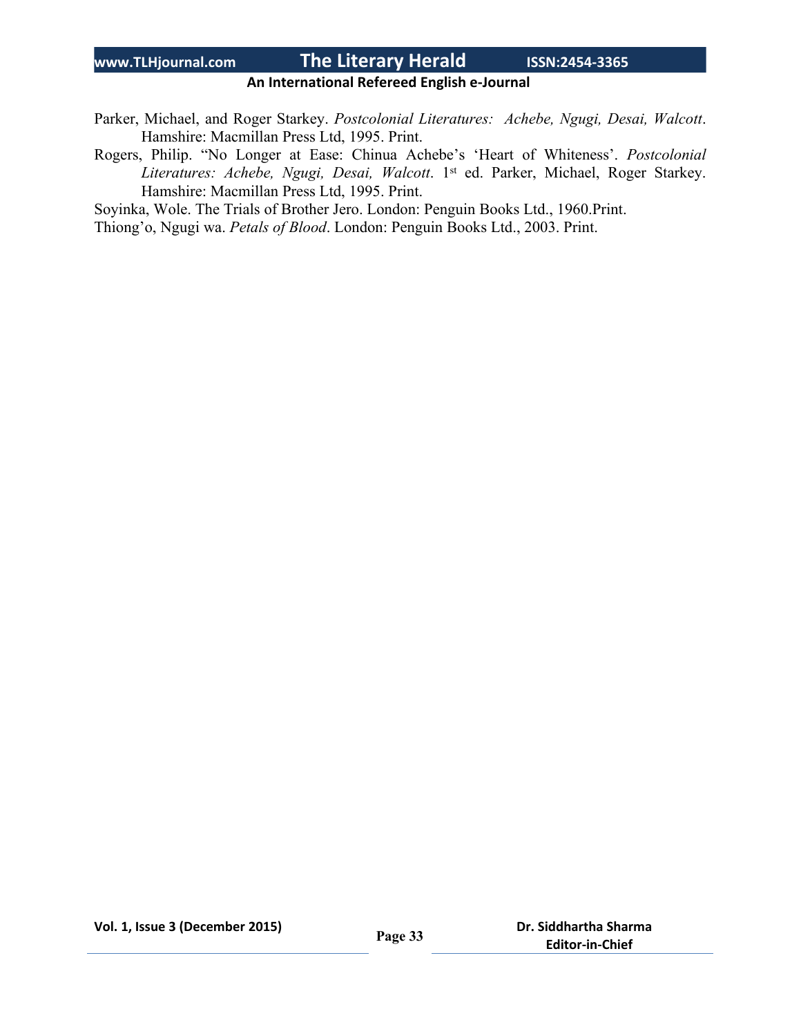Parker, Michael, and Roger Starkey. *Postcolonial Literatures: Achebe, Ngugi, Desai, Walcott*. Hamshire: Macmillan Press Ltd, 1995. Print.

Rogers, Philip. "No Longer at Ease: Chinua Achebe's 'Heart of Whiteness'. *Postcolonial Literatures: Achebe, Ngugi, Desai, Walcott*. 1st ed. Parker, Michael, Roger Starkey. Hamshire: Macmillan Press Ltd, 1995. Print.

Soyinka, Wole. The Trials of Brother Jero. London: Penguin Books Ltd., 1960.Print.

Thiong'o, Ngugi wa. *Petals of Blood*. London: Penguin Books Ltd., 2003. Print.